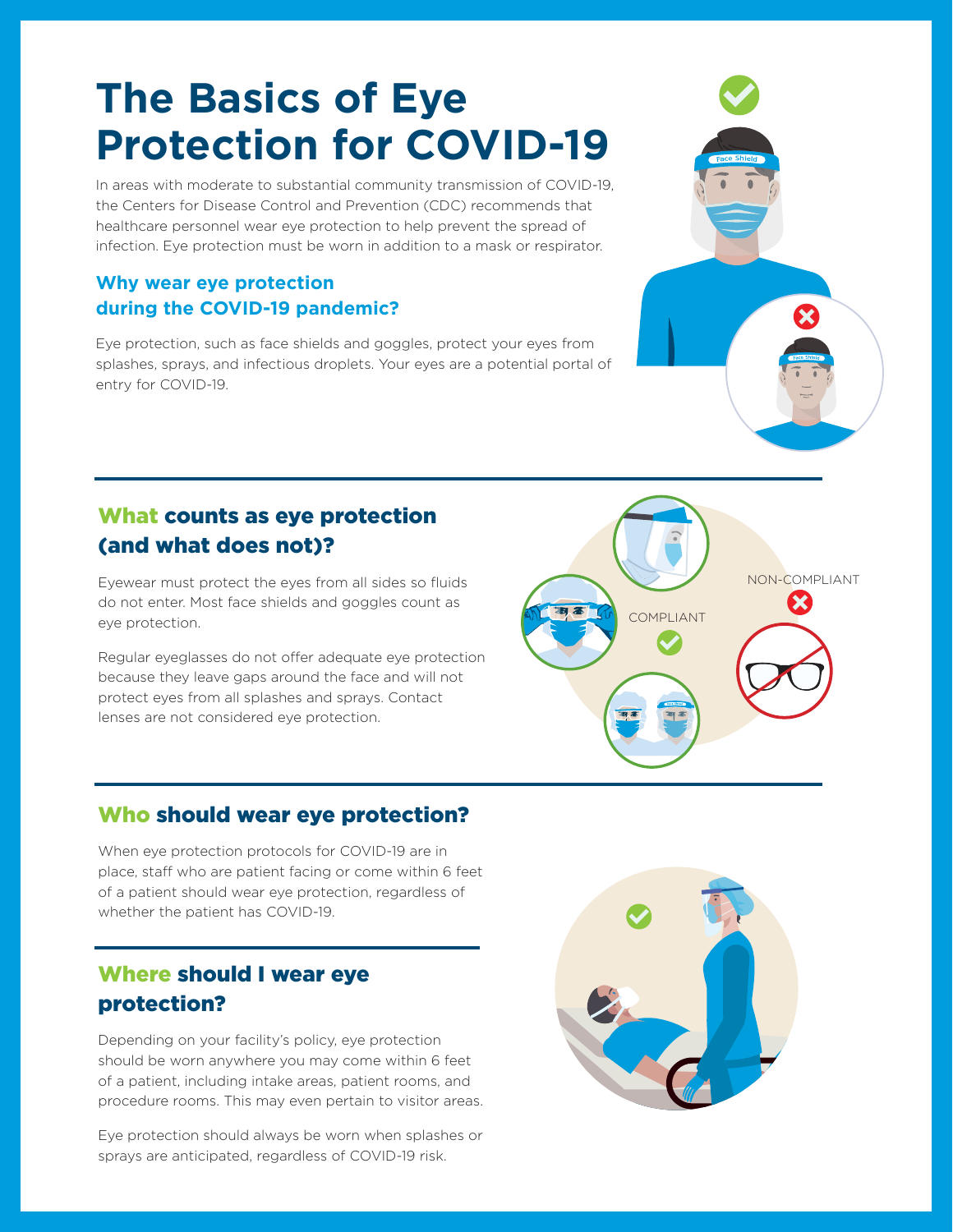# The Basics of Eye Protection for COVID-19

In areas with moderate to substantial community transmission of COVID-19, the Centers for Disease Control and Prevention (CDC) recommends that healthcare personnel wear eye protection to help prevent the spread of infection. Eye protection must be worn in addition to a mask or respirator.

## Why wear eye protection during the COVID-19 pandemic?

Eye protection, such as face shields and goggles, protect your eyes from splashes, sprays, and infectious droplets. Your eyes are a potential portal of entry for COVID-19.

## What counts as eye protection (and what does not)?

Eyewear must protect the eyes from all sides so fluids do not enter. Most face shields and goggles count as eye protection.

Regular eyeglasses do not offer adequate eye protection because they leave gaps around the face and will not protect eyes from all splashes and sprays. Contact lenses are not considered eye protection.

COMPLIANT

NON-COMPLIANT

## Who should wear eye protection?

When eye protection protocols for COVID-19 are in place, staff who are patient facing or come within 6 feet of a patient should wear eye protection, regardless of whether the patient has COVID-19.

## Where should I wear eye protection?

Depending on your facility's policy, eye protection should be worn anywhere you may come within 6 feet of a patient, including intake areas, patient rooms, and procedure rooms. This may even pertain to visitor areas.

Eye protection should always be worn when splashes or sprays are anticipated, regardless of COVID-19 risk.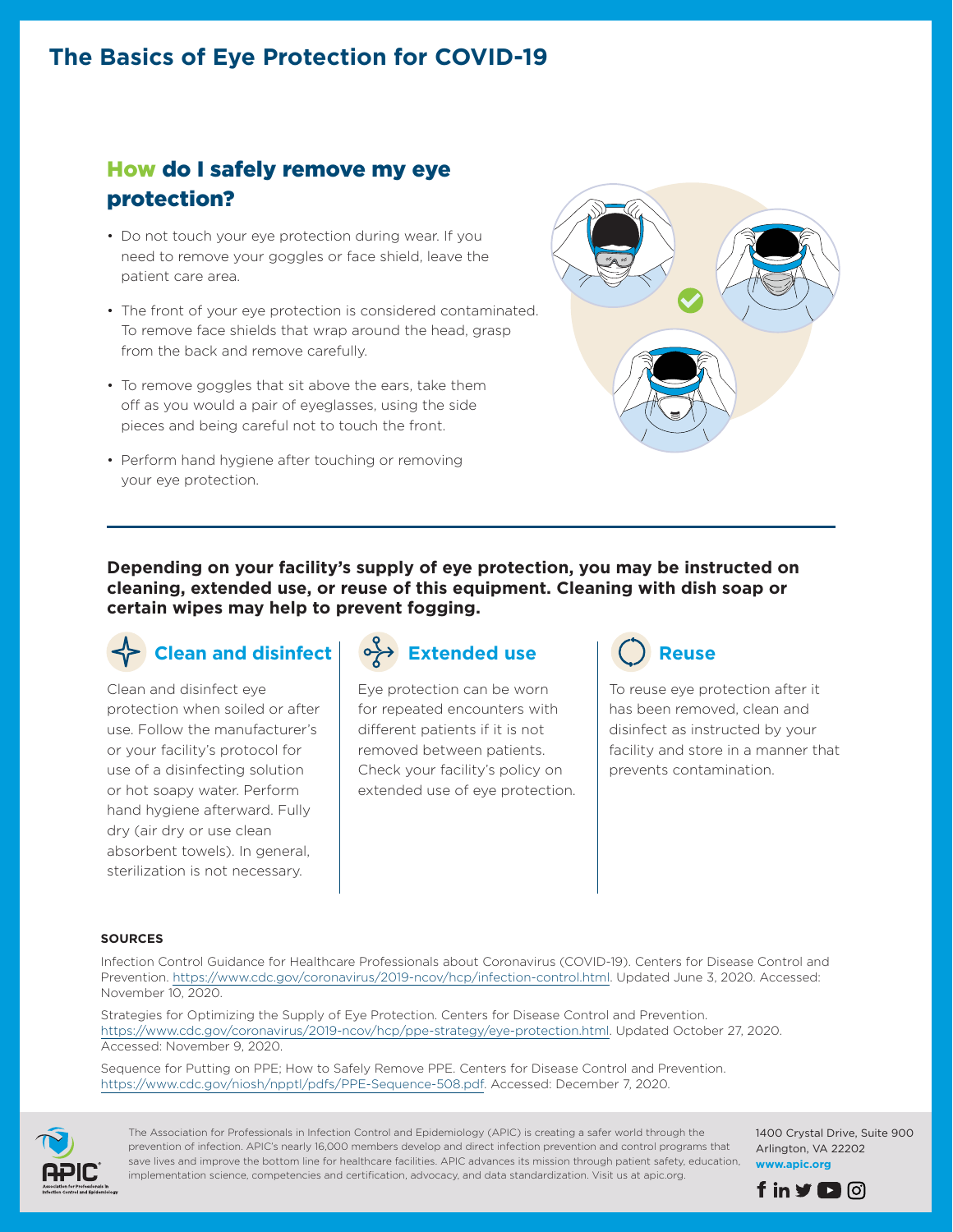# The Basics of Eye Protection for COVID-19

## How do I safely remove my eye protection?

- Do not touch your eye protection during wear. If you need to remove your goggles or face shield, leave the patient care area.
- The front of your eye protection is considered contaminated. To remove face shields that wrap around the head, grasp from the back and remove carefully.
- To remove goggles that sit above the ears, take them off as you would a pair of eyeglasses, using the side pieces and being careful not to touch the front.
- Perform hand hygiene after touching or removing your eye protection.

**Depending on your facility's supply of eye protection, you may be instructed on cleaning, extended use, or reuse of this equipment. Cleaning with dish soap or certain wipes may help to prevent fogging.**

### Clean and disinfect

Clean and disinfect eye protection when soiled or after use. Follow the manufacturer's or your facility's protocol for use of a disinfecting solution or hot soapy water. Perform hand hygiene afterward. Fully dry (air dry or use clean absorbent towels). In general, sterilization is not necessary.

### Extended use

Eye protection can be worn for repeated encounters with different patients if it is not removed between patients. Check your facility's policy on extended use of eye protection.

### Reuse

To reuse eye protection after it has been removed, clean and disinfect as instructed by your facility and store in a manner that prevents contamination.

**SOURCES**

Infection Control Guidance for Healthcare Professionals about Coronavirus (COVID-19). Centers for Disease Control and Prevention. https://www.cdc.gov/coronavirus/2019-ncov/hcp/infection-control.html. Updated June 3, 2020. Accessed: November 10, 2020.

Strategies for Optimizing the Supply of Eye Protection. Centers for Disease Control and Prevention. https://www.cdc.gov/coronavirus/2019-ncov/hcp/ppe-strategy/eye-protection.html. Updated October 27, 2020. Accessed: November 9, 2020.

Sequence for Putting on PPE; How to Safely Remove PPE. Centers for Disease Control and Prevention. https://www.cdc.gov/niosh/npptl/pdfs/PPE-Sequence-508.pdf. Accessed: December 7, 2020.

The Association for Professionals in Infection Control and Epidemiology (APIC) is creating a safer world through the prevention of infection. APIC's nearly 16,000 members develop and direct infection prevention and control programs that save lives and improve the bottom line for healthcare facilities. APIC advances its mission through patient safety, education, implementation science, competencies and certification, advocacy, and data standardization. Visit us at apic.org.

1400 Crystal Drive, Suite 900
Arlington, VA 22202
**www.apic.org**